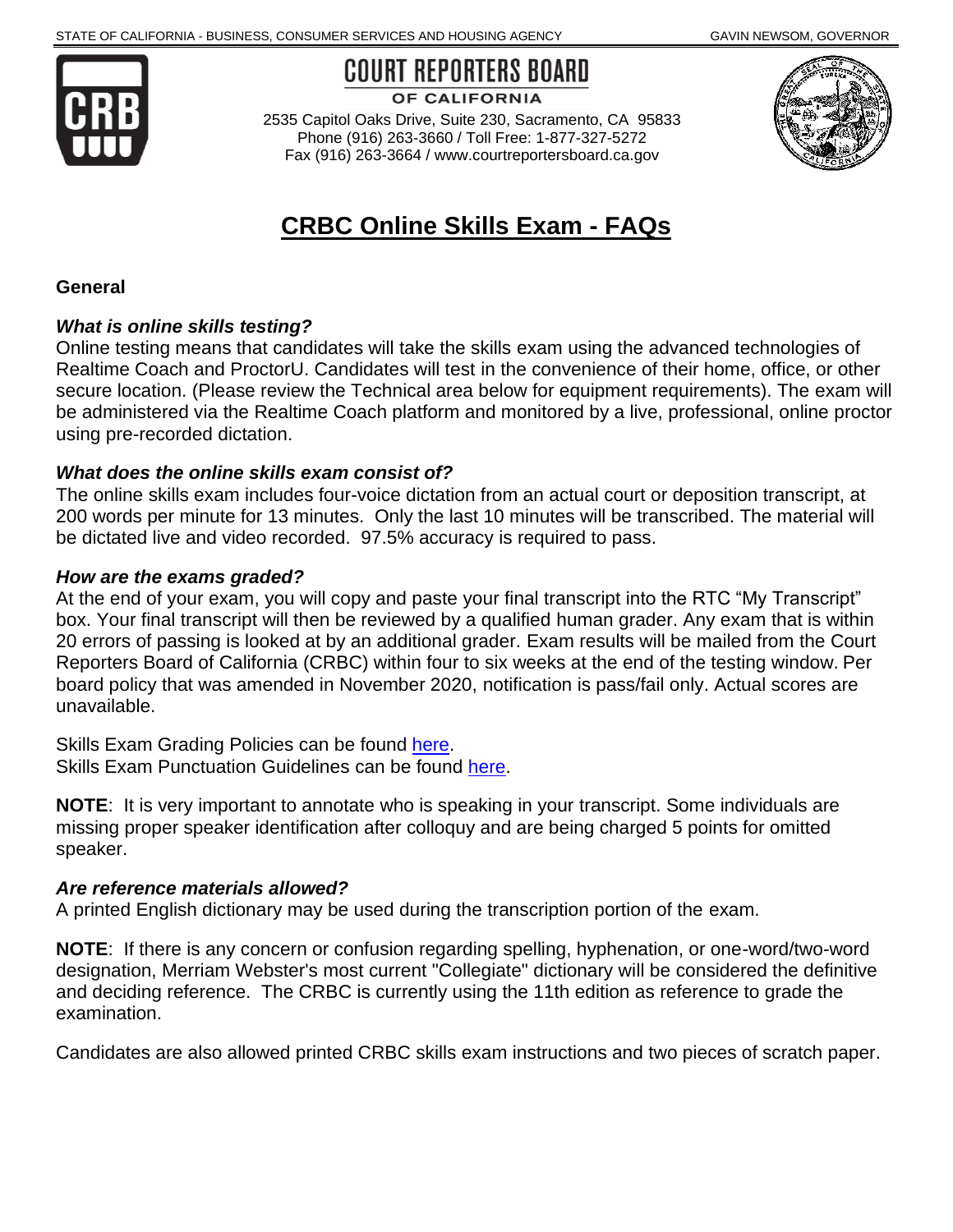STATE OF CALIFORNIA - BUSINESS, CONSUMER SERVICES AND HOUSING AGENCY GAVIN NEWSOM, GOVERNOR

**COURT REPORTERS BOARD**
**OF CALIFORNIA**
2535 Capitol Oaks Drive, Suite 230, Sacramento, CA 95833
Phone (916) 263-3660 / Toll Free: 1-877-327-5272
Fax (916) 263-3664 / www.courtreportersboard.ca.gov

# CRBC Online Skills Exam - FAQs

## General

### *What is online skills testing?*

Online testing means that candidates will take the skills exam using the advanced technologies of Realtime Coach and ProctorU. Candidates will test in the convenience of their home, office, or other secure location. (Please review the Technical area below for equipment requirements). The exam will be administered via the Realtime Coach platform and monitored by a live, professional, online proctor using pre-recorded dictation.

### *What does the online skills exam consist of?*

The online skills exam includes four-voice dictation from an actual court or deposition transcript, at 200 words per minute for 13 minutes. Only the last 10 minutes will be transcribed. The material will be dictated live and video recorded. 97.5% accuracy is required to pass.

### *How are the exams graded?*

At the end of your exam, you will copy and paste your final transcript into the RTC "My Transcript" box. Your final transcript will then be reviewed by a qualified human grader. Any exam that is within 20 errors of passing is looked at by an additional grader. Exam results will be mailed from the Court Reporters Board of California (CRBC) within four to six weeks at the end of the testing window. Per board policy that was amended in November 2020, notification is pass/fail only. Actual scores are unavailable.

Skills Exam Grading Policies can be found here.
Skills Exam Punctuation Guidelines can be found here.

**NOTE**: It is very important to annotate who is speaking in your transcript. Some individuals are missing proper speaker identification after colloquy and are being charged 5 points for omitted speaker.

### *Are reference materials allowed?*

A printed English dictionary may be used during the transcription portion of the exam.

**NOTE**: If there is any concern or confusion regarding spelling, hyphenation, or one-word/two-word designation, Merriam Webster's most current "Collegiate" dictionary will be considered the definitive and deciding reference. The CRBC is currently using the 11th edition as reference to grade the examination.

Candidates are also allowed printed CRBC skills exam instructions and two pieces of scratch paper.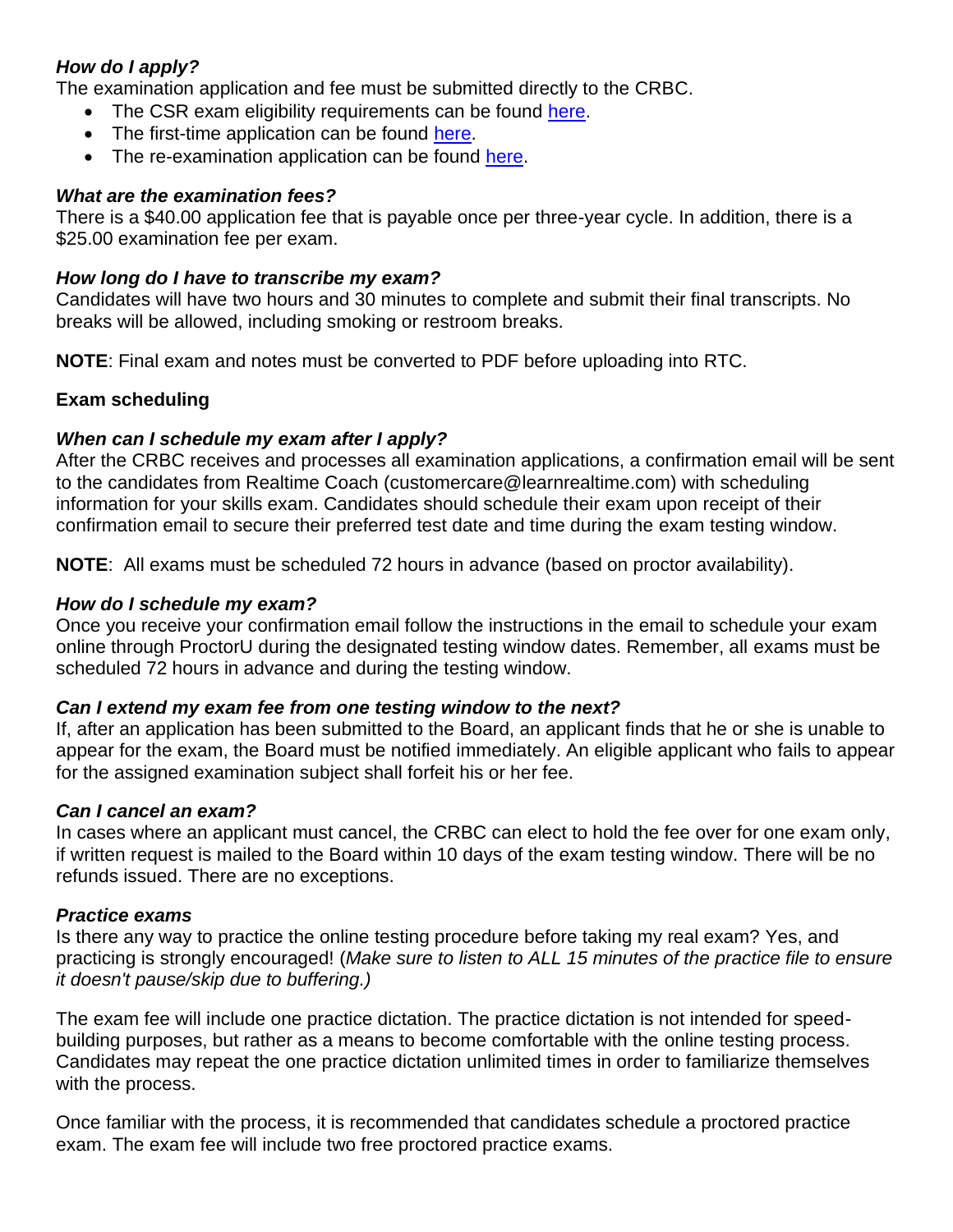***How do I apply?***

The examination application and fee must be submitted directly to the CRBC.

- The CSR exam eligibility requirements can be found here.
- The first-time application can be found here.
- The re-examination application can be found here.

***What are the examination fees?***

There is a $40.00 application fee that is payable once per three-year cycle. In addition, there is a $25.00 examination fee per exam.

***How long do I have to transcribe my exam?***

Candidates will have two hours and 30 minutes to complete and submit their final transcripts. No breaks will be allowed, including smoking or restroom breaks.

**NOTE**: Final exam and notes must be converted to PDF before uploading into RTC.

**Exam scheduling**

***When can I schedule my exam after I apply?***

After the CRBC receives and processes all examination applications, a confirmation email will be sent to the candidates from Realtime Coach (customercare@learnrealtime.com) with scheduling information for your skills exam. Candidates should schedule their exam upon receipt of their confirmation email to secure their preferred test date and time during the exam testing window.

**NOTE**: All exams must be scheduled 72 hours in advance (based on proctor availability).

***How do I schedule my exam?***

Once you receive your confirmation email follow the instructions in the email to schedule your exam online through ProctorU during the designated testing window dates. Remember, all exams must be scheduled 72 hours in advance and during the testing window.

***Can I extend my exam fee from one testing window to the next?***

If, after an application has been submitted to the Board, an applicant finds that he or she is unable to appear for the exam, the Board must be notified immediately. An eligible applicant who fails to appear for the assigned examination subject shall forfeit his or her fee.

***Can I cancel an exam?***

In cases where an applicant must cancel, the CRBC can elect to hold the fee over for one exam only, if written request is mailed to the Board within 10 days of the exam testing window. There will be no refunds issued. There are no exceptions.

***Practice exams***

Is there any way to practice the online testing procedure before taking my real exam? Yes, and practicing is strongly encouraged! (*Make sure to listen to ALL 15 minutes of the practice file to ensure it doesn't pause/skip due to buffering.)*

The exam fee will include one practice dictation. The practice dictation is not intended for speed-building purposes, but rather as a means to become comfortable with the online testing process. Candidates may repeat the one practice dictation unlimited times in order to familiarize themselves with the process.

Once familiar with the process, it is recommended that candidates schedule a proctored practice exam. The exam fee will include two free proctored practice exams.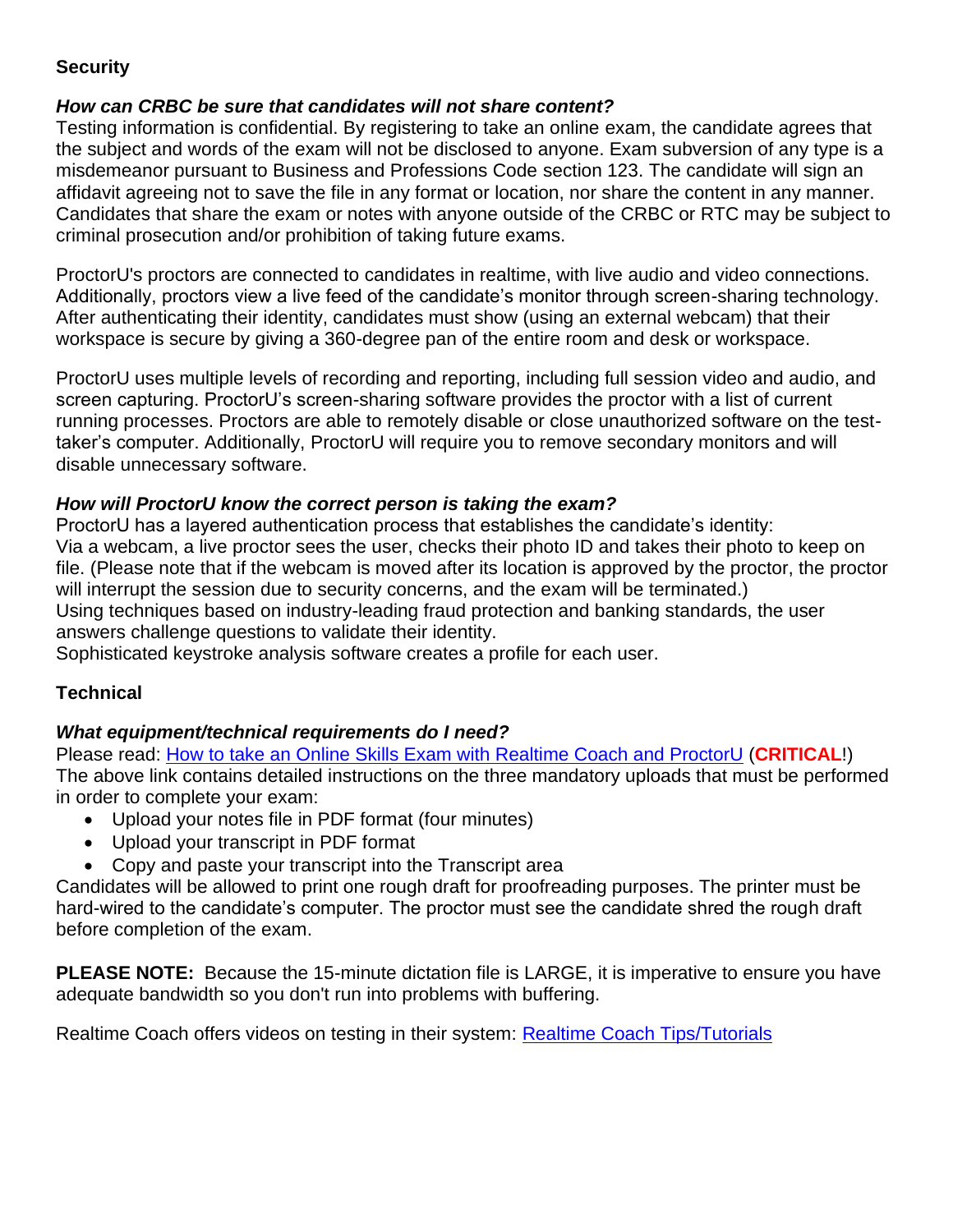## Security

***How can CRBC be sure that candidates will not share content?***

Testing information is confidential. By registering to take an online exam, the candidate agrees that the subject and words of the exam will not be disclosed to anyone. Exam subversion of any type is a misdemeanor pursuant to Business and Professions Code section 123. The candidate will sign an affidavit agreeing not to save the file in any format or location, nor share the content in any manner. Candidates that share the exam or notes with anyone outside of the CRBC or RTC may be subject to criminal prosecution and/or prohibition of taking future exams.

ProctorU's proctors are connected to candidates in realtime, with live audio and video connections. Additionally, proctors view a live feed of the candidate's monitor through screen-sharing technology. After authenticating their identity, candidates must show (using an external webcam) that their workspace is secure by giving a 360-degree pan of the entire room and desk or workspace.

ProctorU uses multiple levels of recording and reporting, including full session video and audio, and screen capturing. ProctorU's screen-sharing software provides the proctor with a list of current running processes. Proctors are able to remotely disable or close unauthorized software on the test-taker's computer. Additionally, ProctorU will require you to remove secondary monitors and will disable unnecessary software.

***How will ProctorU know the correct person is taking the exam?***

ProctorU has a layered authentication process that establishes the candidate's identity:
Via a webcam, a live proctor sees the user, checks their photo ID and takes their photo to keep on file. (Please note that if the webcam is moved after its location is approved by the proctor, the proctor will interrupt the session due to security concerns, and the exam will be terminated.)
Using techniques based on industry-leading fraud protection and banking standards, the user answers challenge questions to validate their identity.
Sophisticated keystroke analysis software creates a profile for each user.

## Technical

***What equipment/technical requirements do I need?***

Please read: How to take an Online Skills Exam with Realtime Coach and ProctorU (**CRITICAL**!)
The above link contains detailed instructions on the three mandatory uploads that must be performed in order to complete your exam:

- Upload your notes file in PDF format (four minutes)
- Upload your transcript in PDF format
- Copy and paste your transcript into the Transcript area

Candidates will be allowed to print one rough draft for proofreading purposes. The printer must be hard-wired to the candidate's computer. The proctor must see the candidate shred the rough draft before completion of the exam.

**PLEASE NOTE:** Because the 15-minute dictation file is LARGE, it is imperative to ensure you have adequate bandwidth so you don't run into problems with buffering.

Realtime Coach offers videos on testing in their system: Realtime Coach Tips/Tutorials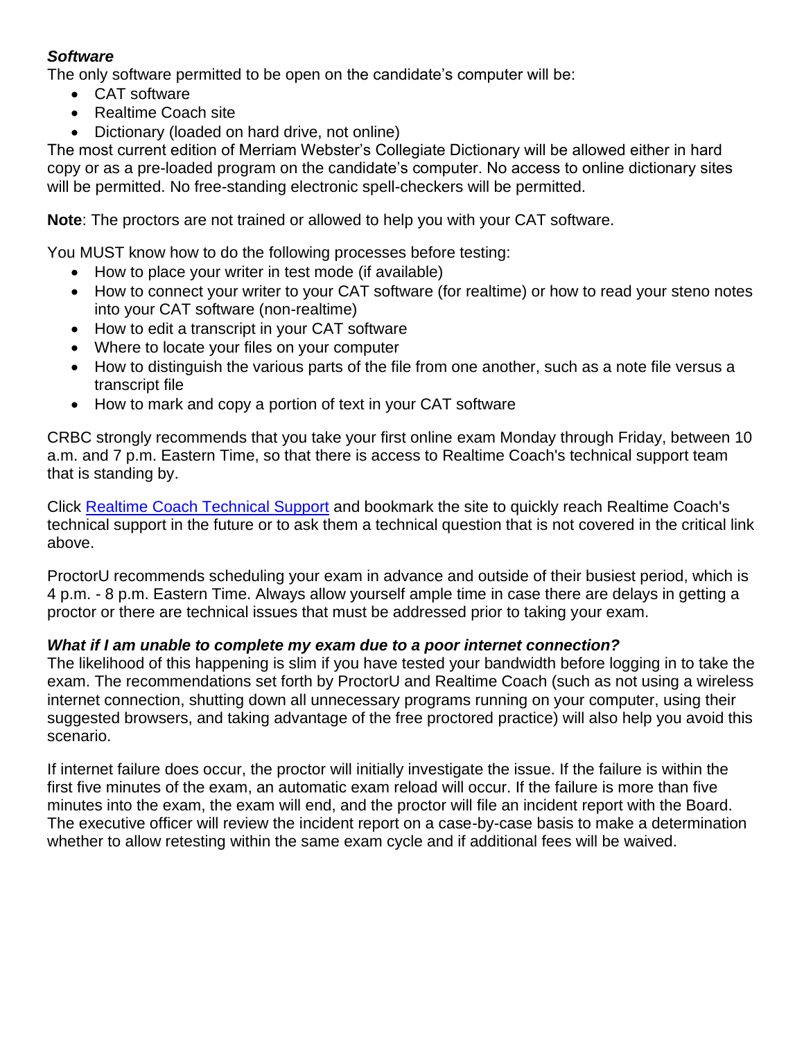***Software***

The only software permitted to be open on the candidate's computer will be:

- CAT software
- Realtime Coach site
- Dictionary (loaded on hard drive, not online)

The most current edition of Merriam Webster's Collegiate Dictionary will be allowed either in hard copy or as a pre-loaded program on the candidate's computer. No access to online dictionary sites will be permitted. No free-standing electronic spell-checkers will be permitted.

**Note**: The proctors are not trained or allowed to help you with your CAT software.

You MUST know how to do the following processes before testing:

- How to place your writer in test mode (if available)
- How to connect your writer to your CAT software (for realtime) or how to read your steno notes into your CAT software (non-realtime)
- How to edit a transcript in your CAT software
- Where to locate your files on your computer
- How to distinguish the various parts of the file from one another, such as a note file versus a transcript file
- How to mark and copy a portion of text in your CAT software

CRBC strongly recommends that you take your first online exam Monday through Friday, between 10 a.m. and 7 p.m. Eastern Time, so that there is access to Realtime Coach's technical support team that is standing by.

Click Realtime Coach Technical Support and bookmark the site to quickly reach Realtime Coach's technical support in the future or to ask them a technical question that is not covered in the critical link above.

ProctorU recommends scheduling your exam in advance and outside of their busiest period, which is 4 p.m. - 8 p.m. Eastern Time. Always allow yourself ample time in case there are delays in getting a proctor or there are technical issues that must be addressed prior to taking your exam.

***What if I am unable to complete my exam due to a poor internet connection?***

The likelihood of this happening is slim if you have tested your bandwidth before logging in to take the exam. The recommendations set forth by ProctorU and Realtime Coach (such as not using a wireless internet connection, shutting down all unnecessary programs running on your computer, using their suggested browsers, and taking advantage of the free proctored practice) will also help you avoid this scenario.

If internet failure does occur, the proctor will initially investigate the issue. If the failure is within the first five minutes of the exam, an automatic exam reload will occur. If the failure is more than five minutes into the exam, the exam will end, and the proctor will file an incident report with the Board. The executive officer will review the incident report on a case-by-case basis to make a determination whether to allow retesting within the same exam cycle and if additional fees will be waived.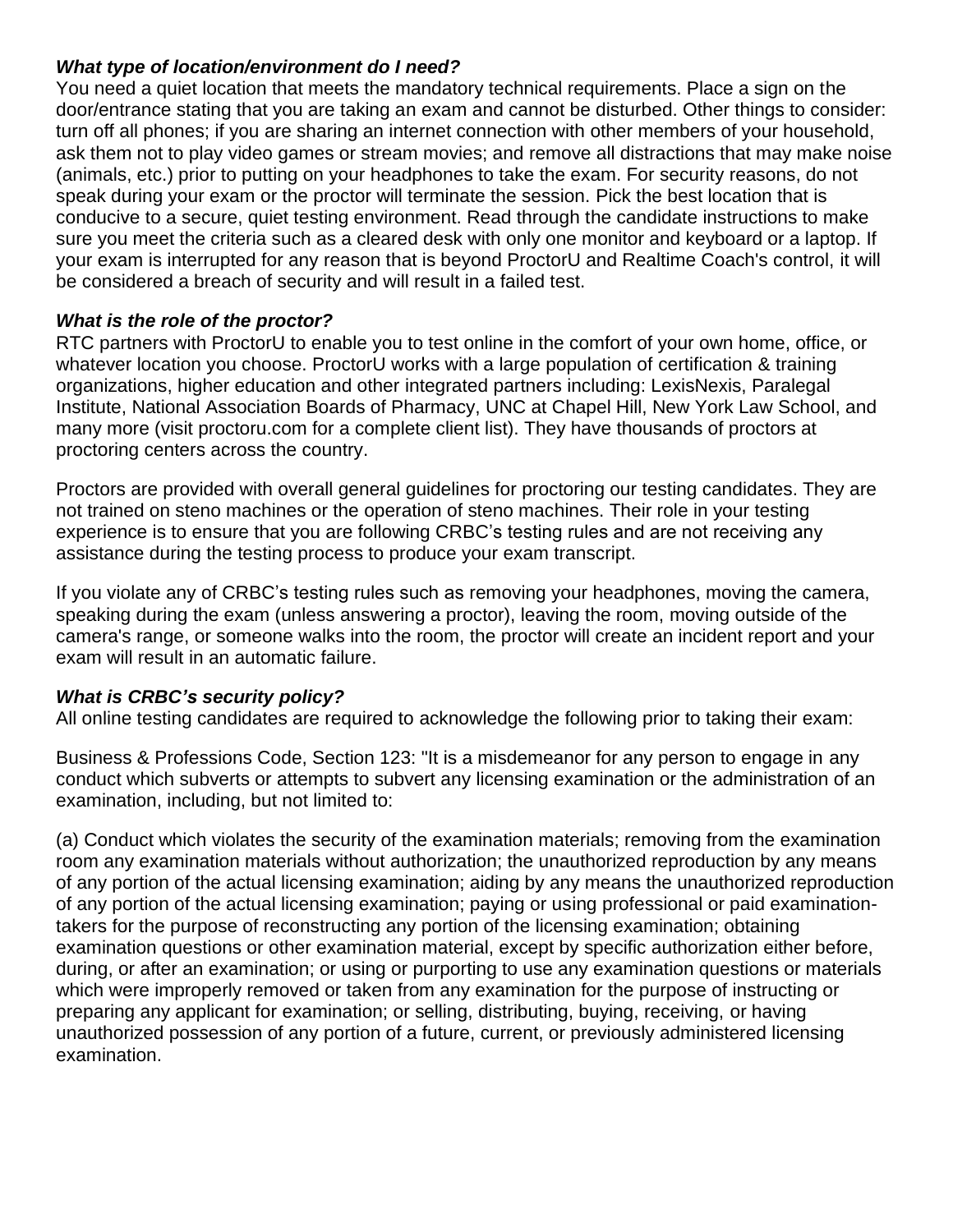***What type of location/environment do I need?***
You need a quiet location that meets the mandatory technical requirements. Place a sign on the door/entrance stating that you are taking an exam and cannot be disturbed. Other things to consider: turn off all phones; if you are sharing an internet connection with other members of your household, ask them not to play video games or stream movies; and remove all distractions that may make noise (animals, etc.) prior to putting on your headphones to take the exam. For security reasons, do not speak during your exam or the proctor will terminate the session. Pick the best location that is conducive to a secure, quiet testing environment. Read through the candidate instructions to make sure you meet the criteria such as a cleared desk with only one monitor and keyboard or a laptop. If your exam is interrupted for any reason that is beyond ProctorU and Realtime Coach's control, it will be considered a breach of security and will result in a failed test.

***What is the role of the proctor?***
RTC partners with ProctorU to enable you to test online in the comfort of your own home, office, or whatever location you choose. ProctorU works with a large population of certification & training organizations, higher education and other integrated partners including: LexisNexis, Paralegal Institute, National Association Boards of Pharmacy, UNC at Chapel Hill, New York Law School, and many more (visit proctoru.com for a complete client list). They have thousands of proctors at proctoring centers across the country.

Proctors are provided with overall general guidelines for proctoring our testing candidates. They are not trained on steno machines or the operation of steno machines. Their role in your testing experience is to ensure that you are following CRBC's testing rules and are not receiving any assistance during the testing process to produce your exam transcript.

If you violate any of CRBC's testing rules such as removing your headphones, moving the camera, speaking during the exam (unless answering a proctor), leaving the room, moving outside of the camera's range, or someone walks into the room, the proctor will create an incident report and your exam will result in an automatic failure.

***What is CRBC's security policy?***
All online testing candidates are required to acknowledge the following prior to taking their exam:

Business & Professions Code, Section 123: "It is a misdemeanor for any person to engage in any conduct which subverts or attempts to subvert any licensing examination or the administration of an examination, including, but not limited to:

(a) Conduct which violates the security of the examination materials; removing from the examination room any examination materials without authorization; the unauthorized reproduction by any means of any portion of the actual licensing examination; aiding by any means the unauthorized reproduction of any portion of the actual licensing examination; paying or using professional or paid examination-takers for the purpose of reconstructing any portion of the licensing examination; obtaining examination questions or other examination material, except by specific authorization either before, during, or after an examination; or using or purporting to use any examination questions or materials which were improperly removed or taken from any examination for the purpose of instructing or preparing any applicant for examination; or selling, distributing, buying, receiving, or having unauthorized possession of any portion of a future, current, or previously administered licensing examination.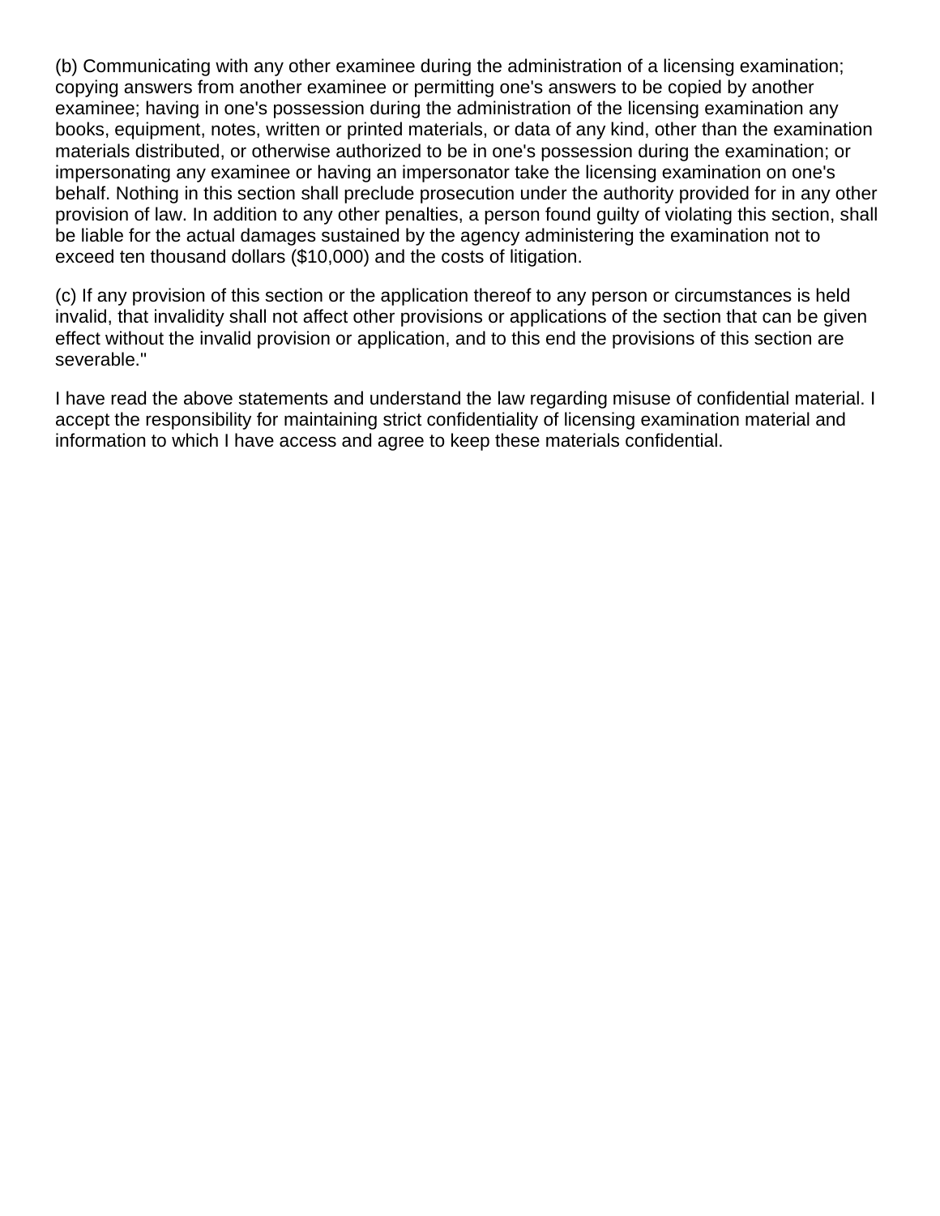(b) Communicating with any other examinee during the administration of a licensing examination; copying answers from another examinee or permitting one's answers to be copied by another examinee; having in one's possession during the administration of the licensing examination any books, equipment, notes, written or printed materials, or data of any kind, other than the examination materials distributed, or otherwise authorized to be in one's possession during the examination; or impersonating any examinee or having an impersonator take the licensing examination on one's behalf. Nothing in this section shall preclude prosecution under the authority provided for in any other provision of law. In addition to any other penalties, a person found guilty of violating this section, shall be liable for the actual damages sustained by the agency administering the examination not to exceed ten thousand dollars ($10,000) and the costs of litigation.

(c) If any provision of this section or the application thereof to any person or circumstances is held invalid, that invalidity shall not affect other provisions or applications of the section that can be given effect without the invalid provision or application, and to this end the provisions of this section are severable."

I have read the above statements and understand the law regarding misuse of confidential material. I accept the responsibility for maintaining strict confidentiality of licensing examination material and information to which I have access and agree to keep these materials confidential.